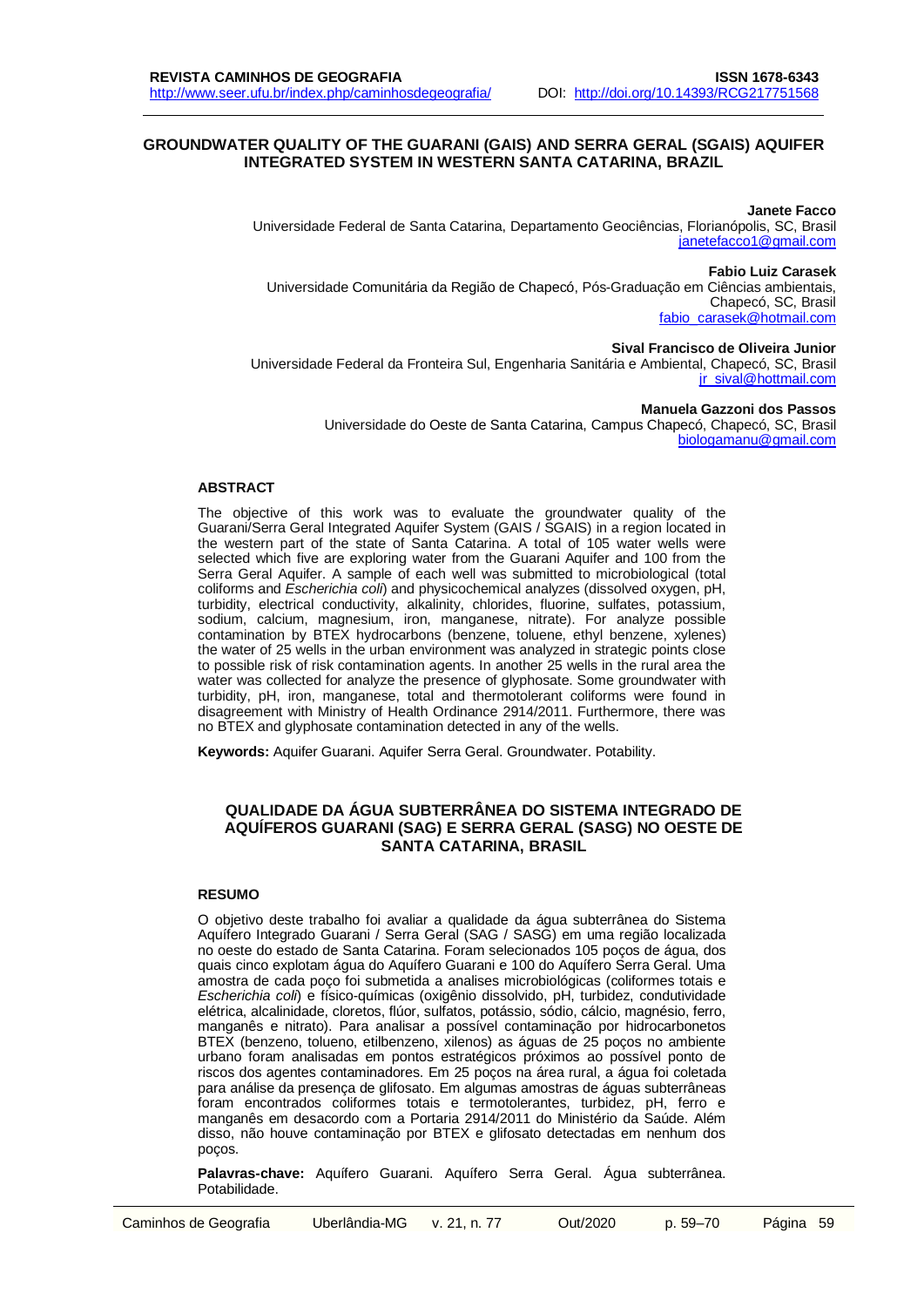# GROUNDWATER QUALITY OF THE GUARANI (GAIS) AND SERRA GERAL (SGAIS) AQUIFER INTEGRATED SYSTEM IN WESTERN SANTA CATARINA, BRAZIL

**Janete Facco**
Universidade Federal de Santa Catarina, Departamento Geociências, Florianópolis, SC, Brasil
janetefacco1@gmail.com

**Fabio Luiz Carasek**
Universidade Comunitária da Região de Chapecó, Pós-Graduação em Ciências ambientais, Chapecó, SC, Brasil
fabio_carasek@hotmail.com

**Sival Francisco de Oliveira Junior**
Universidade Federal da Fronteira Sul, Engenharia Sanitária e Ambiental, Chapecó, SC, Brasil
jr_sival@hottmail.com

**Manuela Gazzoni dos Passos**
Universidade do Oeste de Santa Catarina, Campus Chapecó, Chapecó, SC, Brasil
biologamanu@gmail.com

## ABSTRACT

The objective of this work was to evaluate the groundwater quality of the Guarani/Serra Geral Integrated Aquifer System (GAIS / SGAIS) in a region located in the western part of the state of Santa Catarina. A total of 105 water wells were selected which five are exploring water from the Guarani Aquifer and 100 from the Serra Geral Aquifer. A sample of each well was submitted to microbiological (total coliforms and *Escherichia coli*) and physicochemical analyzes (dissolved oxygen, pH, turbidity, electrical conductivity, alkalinity, chlorides, fluorine, sulfates, potassium, sodium, calcium, magnesium, iron, manganese, nitrate). For analyze possible contamination by BTEX hydrocarbons (benzene, toluene, ethyl benzene, xylenes) the water of 25 wells in the urban environment was analyzed in strategic points close to possible risk of risk contamination agents. In another 25 wells in the rural area the water was collected for analyze the presence of glyphosate. Some groundwater with turbidity, pH, iron, manganese, total and thermotolerant coliforms were found in disagreement with Ministry of Health Ordinance 2914/2011. Furthermore, there was no BTEX and glyphosate contamination detected in any of the wells.

**Keywords:** Aquifer Guarani. Aquifer Serra Geral. Groundwater. Potability.

# QUALIDADE DA ÁGUA SUBTERRÂNEA DO SISTEMA INTEGRADO DE AQUÍFEROS GUARANI (SAG) E SERRA GERAL (SASG) NO OESTE DE SANTA CATARINA, BRASIL

## RESUMO

O objetivo deste trabalho foi avaliar a qualidade da água subterrânea do Sistema Aquífero Integrado Guarani / Serra Geral (SAG / SASG) em uma região localizada no oeste do estado de Santa Catarina. Foram selecionados 105 poços de água, dos quais cinco explotam água do Aquífero Guarani e 100 do Aquífero Serra Geral. Uma amostra de cada poço foi submetida a analises microbiológicas (coliformes totais e *Escherichia coli*) e físico-químicas (oxigênio dissolvido, pH, turbidez, condutividade elétrica, alcalinidade, cloretos, flúor, sulfatos, potássio, sódio, cálcio, magnésio, ferro, manganês e nitrato). Para analisar a possível contaminação por hidrocarbonetos BTEX (benzeno, tolueno, etilbenzeno, xilenos) as águas de 25 poços no ambiente urbano foram analisadas em pontos estratégicos próximos ao possível ponto de riscos dos agentes contaminadores. Em 25 poços na área rural, a água foi coletada para análise da presença de glifosato. Em algumas amostras de águas subterrâneas foram encontrados coliformes totais e termotolerantes, turbidez, pH, ferro e manganês em desacordo com a Portaria 2914/2011 do Ministério da Saúde. Além disso, não houve contaminação por BTEX e glifosato detectadas em nenhum dos poços.

**Palavras-chave:** Aquífero Guarani. Aquífero Serra Geral. Água subterrânea. Potabilidade.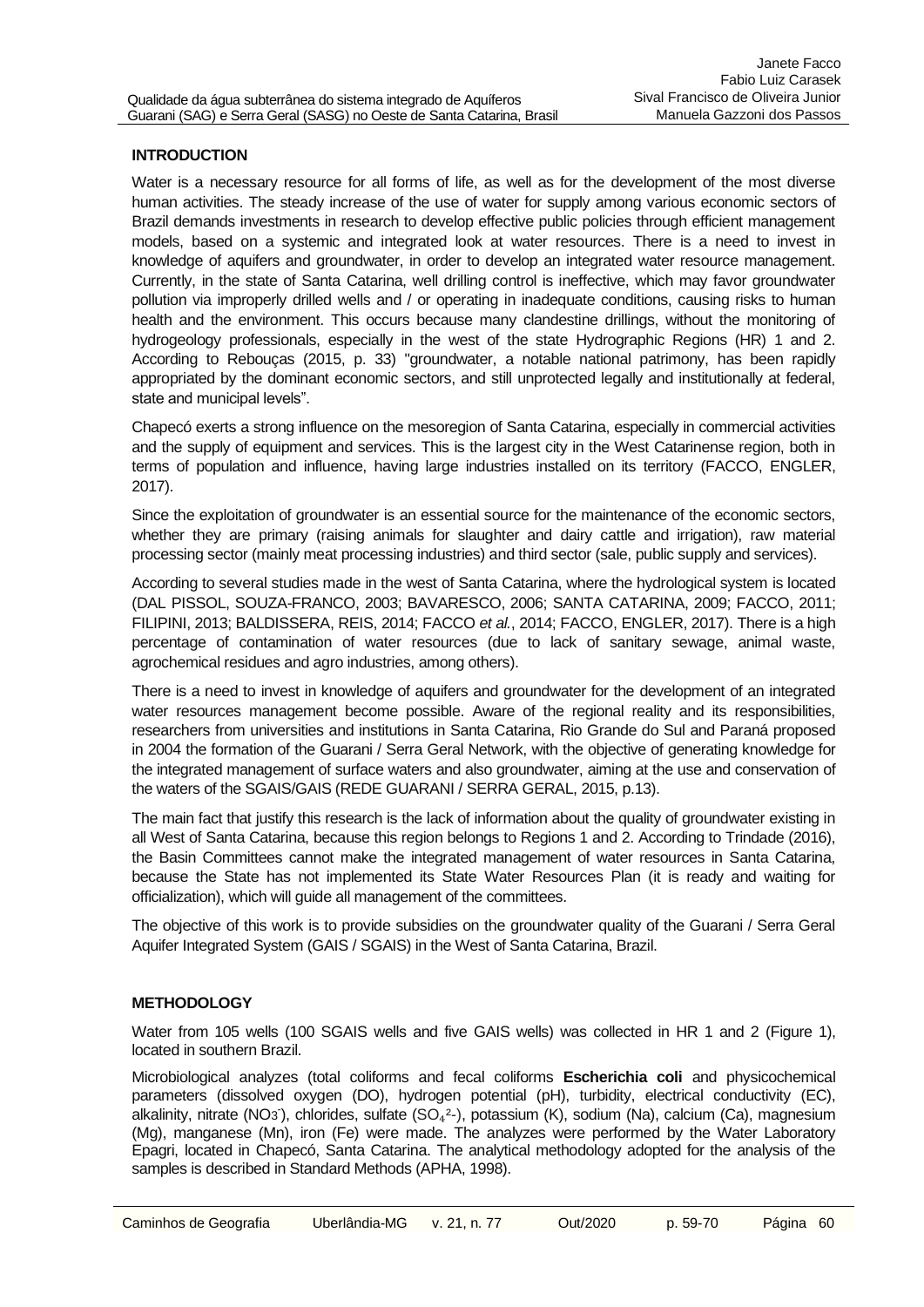## INTRODUCTION

Water is a necessary resource for all forms of life, as well as for the development of the most diverse human activities. The steady increase of the use of water for supply among various economic sectors of Brazil demands investments in research to develop effective public policies through efficient management models, based on a systemic and integrated look at water resources. There is a need to invest in knowledge of aquifers and groundwater, in order to develop an integrated water resource management. Currently, in the state of Santa Catarina, well drilling control is ineffective, which may favor groundwater pollution via improperly drilled wells and / or operating in inadequate conditions, causing risks to human health and the environment. This occurs because many clandestine drillings, without the monitoring of hydrogeology professionals, especially in the west of the state Hydrographic Regions (HR) 1 and 2. According to Rebouças (2015, p. 33) "groundwater, a notable national patrimony, has been rapidly appropriated by the dominant economic sectors, and still unprotected legally and institutionally at federal, state and municipal levels".

Chapecó exerts a strong influence on the mesoregion of Santa Catarina, especially in commercial activities and the supply of equipment and services. This is the largest city in the West Catarinense region, both in terms of population and influence, having large industries installed on its territory (FACCO, ENGLER, 2017).

Since the exploitation of groundwater is an essential source for the maintenance of the economic sectors, whether they are primary (raising animals for slaughter and dairy cattle and irrigation), raw material processing sector (mainly meat processing industries) and third sector (sale, public supply and services).

According to several studies made in the west of Santa Catarina, where the hydrological system is located (DAL PISSOL, SOUZA-FRANCO, 2003; BAVARESCO, 2006; SANTA CATARINA, 2009; FACCO, 2011; FILIPINI, 2013; BALDISSERA, REIS, 2014; FACCO *et al.*, 2014; FACCO, ENGLER, 2017). There is a high percentage of contamination of water resources (due to lack of sanitary sewage, animal waste, agrochemical residues and agro industries, among others).

There is a need to invest in knowledge of aquifers and groundwater for the development of an integrated water resources management become possible. Aware of the regional reality and its responsibilities, researchers from universities and institutions in Santa Catarina, Rio Grande do Sul and Paraná proposed in 2004 the formation of the Guarani / Serra Geral Network, with the objective of generating knowledge for the integrated management of surface waters and also groundwater, aiming at the use and conservation of the waters of the SGAIS/GAIS (REDE GUARANI / SERRA GERAL, 2015, p.13).

The main fact that justify this research is the lack of information about the quality of groundwater existing in all West of Santa Catarina, because this region belongs to Regions 1 and 2. According to Trindade (2016), the Basin Committees cannot make the integrated management of water resources in Santa Catarina, because the State has not implemented its State Water Resources Plan (it is ready and waiting for officialization), which will guide all management of the committees.

The objective of this work is to provide subsidies on the groundwater quality of the Guarani / Serra Geral Aquifer Integrated System (GAIS / SGAIS) in the West of Santa Catarina, Brazil.

## METHODOLOGY

Water from 105 wells (100 SGAIS wells and five GAIS wells) was collected in HR 1 and 2 (Figure 1), located in southern Brazil.

Microbiological analyzes (total coliforms and fecal coliforms **Escherichia coli** and physicochemical parameters (dissolved oxygen (DO), hydrogen potential (pH), turbidity, electrical conductivity (EC), alkalinity, nitrate ($NO_3^-$), chlorides, sulfate ($SO_4^{2-}$), potassium (K), sodium (Na), calcium (Ca), magnesium (Mg), manganese (Mn), iron (Fe) were made. The analyzes were performed by the Water Laboratory Epagri, located in Chapecó, Santa Catarina. The analytical methodology adopted for the analysis of the samples is described in Standard Methods (APHA, 1998).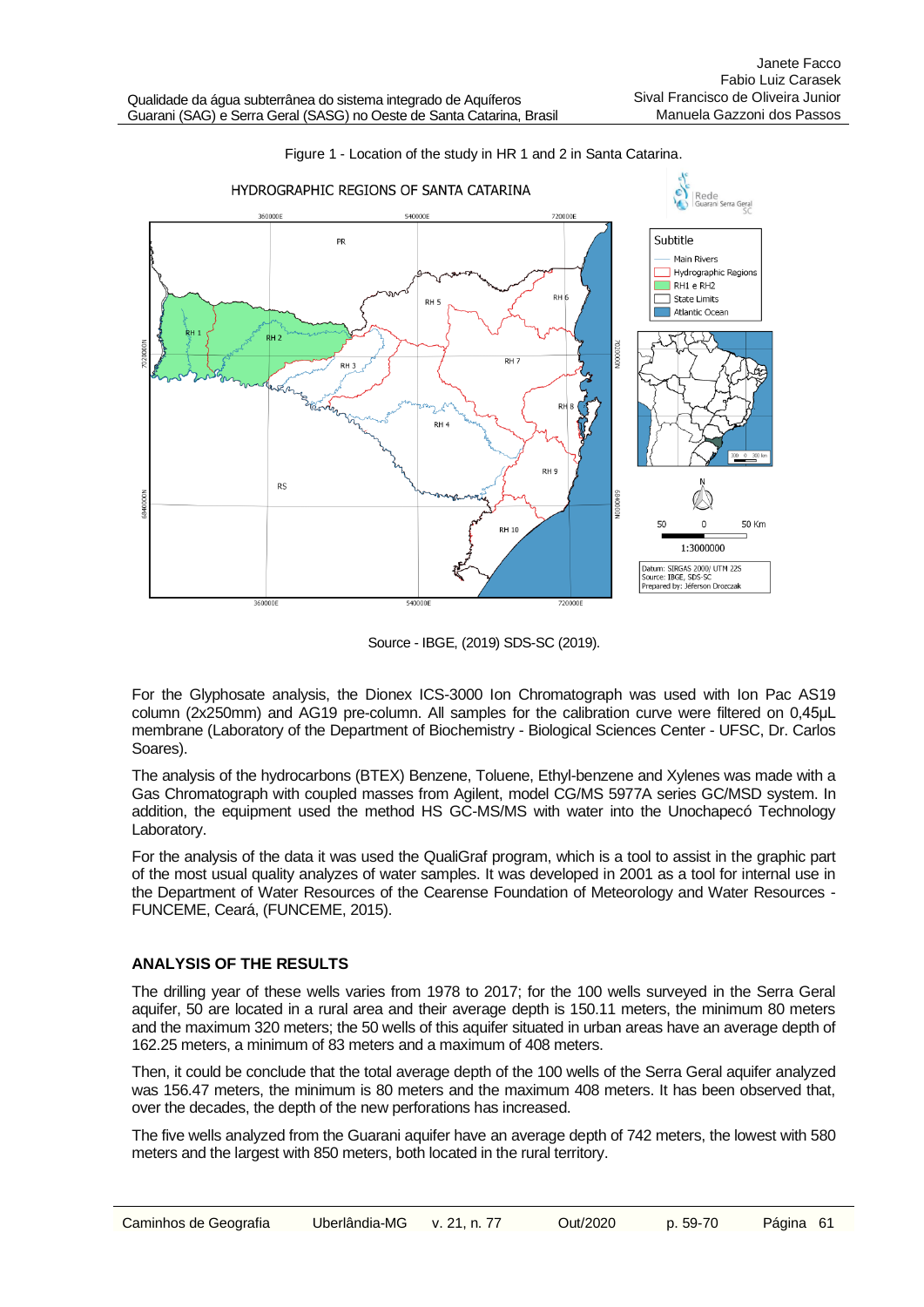Figure 1 - Location of the study in HR 1 and 2 in Santa Catarina.

Source - IBGE, (2019) SDS-SC (2019).

For the Glyphosate analysis, the Dionex ICS-3000 Ion Chromatograph was used with Ion Pac AS19 column (2x250mm) and AG19 pre-column. All samples for the calibration curve were filtered on 0,45μL membrane (Laboratory of the Department of Biochemistry - Biological Sciences Center - UFSC, Dr. Carlos Soares).

The analysis of the hydrocarbons (BTEX) Benzene, Toluene, Ethyl-benzene and Xylenes was made with a Gas Chromatograph with coupled masses from Agilent, model CG/MS 5977A series GC/MSD system. In addition, the equipment used the method HS GC-MS/MS with water into the Unochapecó Technology Laboratory.

For the analysis of the data it was used the QualiGraf program, which is a tool to assist in the graphic part of the most usual quality analyzes of water samples. It was developed in 2001 as a tool for internal use in the Department of Water Resources of the Cearense Foundation of Meteorology and Water Resources - FUNCEME, Ceará, (FUNCEME, 2015).

## ANALYSIS OF THE RESULTS

The drilling year of these wells varies from 1978 to 2017; for the 100 wells surveyed in the Serra Geral aquifer, 50 are located in a rural area and their average depth is 150.11 meters, the minimum 80 meters and the maximum 320 meters; the 50 wells of this aquifer situated in urban areas have an average depth of 162.25 meters, a minimum of 83 meters and a maximum of 408 meters.

Then, it could be conclude that the total average depth of the 100 wells of the Serra Geral aquifer analyzed was 156.47 meters, the minimum is 80 meters and the maximum 408 meters. It has been observed that, over the decades, the depth of the new perforations has increased.

The five wells analyzed from the Guarani aquifer have an average depth of 742 meters, the lowest with 580 meters and the largest with 850 meters, both located in the rural territory.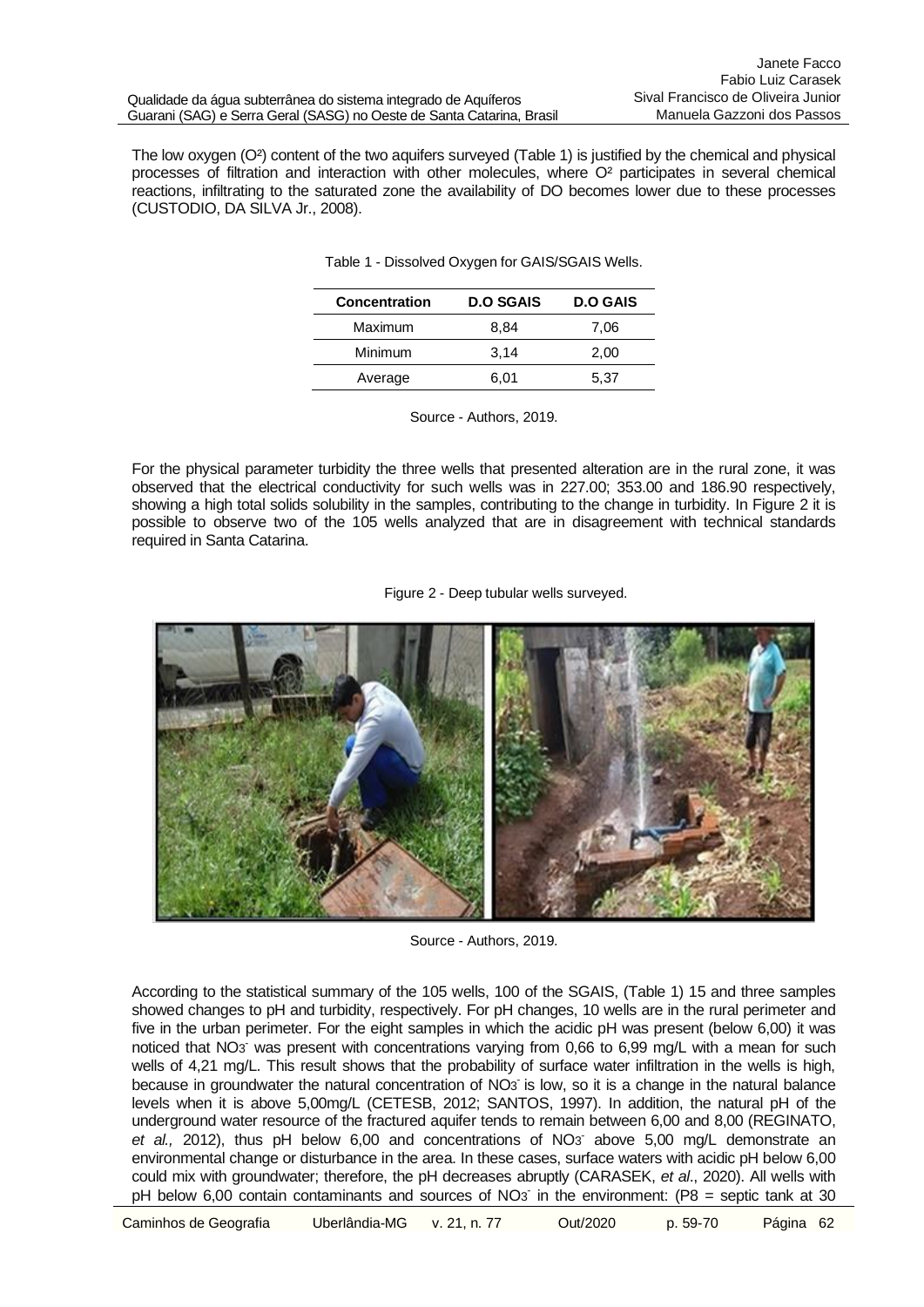The low oxygen ($O^2$) content of the two aquifers surveyed (Table 1) is justified by the chemical and physical processes of filtration and interaction with other molecules, where $O^2$ participates in several chemical reactions, infiltrating to the saturated zone the availability of DO becomes lower due to these processes (CUSTODIO, DA SILVA Jr., 2008).

Table 1 - Dissolved Oxygen for GAIS/SGAIS Wells.

| Concentration | D.O SGAIS | D.O GAIS |
|---|---|---|
| Maximum | 8,84 | 7,06 |
| Minimum | 3,14 | 2,00 |
| Average | 6,01 | 5,37 |

Source - Authors, 2019.

For the physical parameter turbidity the three wells that presented alteration are in the rural zone, it was observed that the electrical conductivity for such wells was in 227.00; 353.00 and 186.90 respectively, showing a high total solids solubility in the samples, contributing to the change in turbidity. In Figure 2 it is possible to observe two of the 105 wells analyzed that are in disagreement with technical standards required in Santa Catarina.

Figure 2 - Deep tubular wells surveyed.

Source - Authors, 2019.

According to the statistical summary of the 105 wells, 100 of the SGAIS, (Table 1) 15 and three samples showed changes to pH and turbidity, respectively. For pH changes, 10 wells are in the rural perimeter and five in the urban perimeter. For the eight samples in which the acidic pH was present (below 6,00) it was noticed that $NO_3^-$ was present with concentrations varying from 0,66 to 6,99 mg/L with a mean for such wells of 4,21 mg/L. This result shows that the probability of surface water infiltration in the wells is high, because in groundwater the natural concentration of $NO_3^-$ is low, so it is a change in the natural balance levels when it is above 5,00mg/L (CETESB, 2012; SANTOS, 1997). In addition, the natural pH of the underground water resource of the fractured aquifer tends to remain between 6,00 and 8,00 (REGINATO, *et al.,* 2012), thus pH below 6,00 and concentrations of $NO_3^-$ above 5,00 mg/L demonstrate an environmental change or disturbance in the area. In these cases, surface waters with acidic pH below 6,00 could mix with groundwater; therefore, the pH decreases abruptly (CARASEK, *et al*., 2020). All wells with pH below 6,00 contain contaminants and sources of $NO_3^-$ in the environment: (P8 = septic tank at 30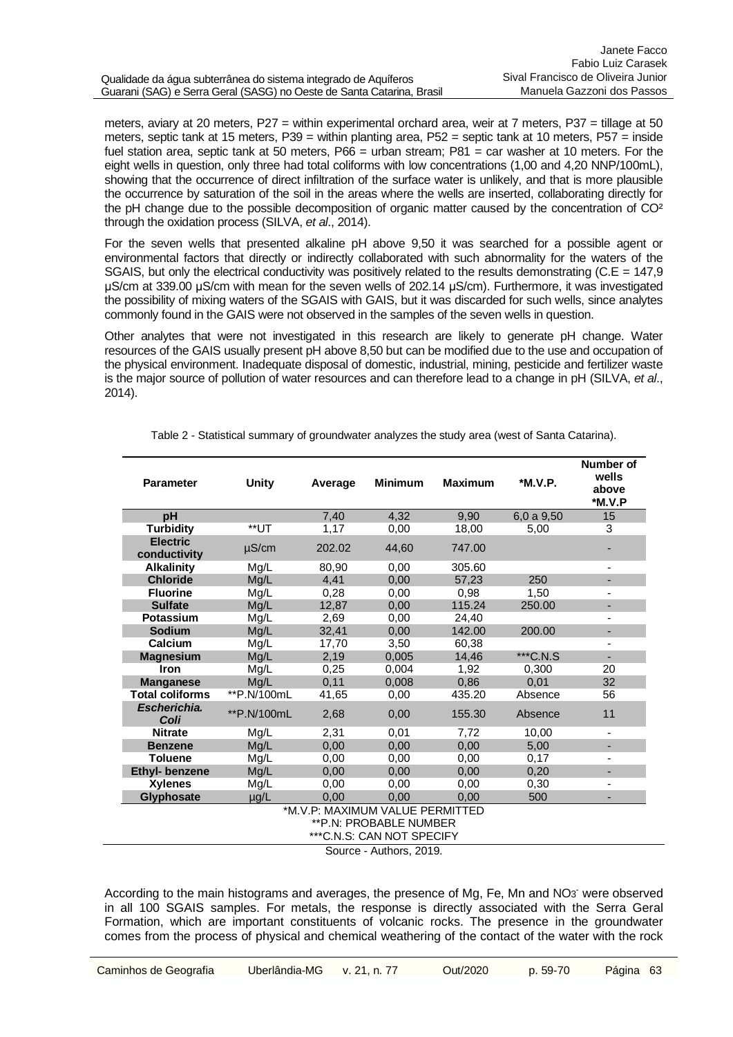meters, aviary at 20 meters, P27 = within experimental orchard area, weir at 7 meters, P37 = tillage at 50 meters, septic tank at 15 meters, P39 = within planting area, P52 = septic tank at 10 meters, P57 = inside fuel station area, septic tank at 50 meters, P66 = urban stream; P81 = car washer at 10 meters. For the eight wells in question, only three had total coliforms with low concentrations (1,00 and 4,20 NNP/100mL), showing that the occurrence of direct infiltration of the surface water is unlikely, and that is more plausible the occurrence by saturation of the soil in the areas where the wells are inserted, collaborating directly for the pH change due to the possible decomposition of organic matter caused by the concentration of $CO^2$ through the oxidation process (SILVA, *et al*., 2014).

For the seven wells that presented alkaline pH above 9,50 it was searched for a possible agent or environmental factors that directly or indirectly collaborated with such abnormality for the waters of the SGAIS, but only the electrical conductivity was positively related to the results demonstrating (C.E = 147,9 µS/cm at 339.00 µS/cm with mean for the seven wells of 202.14 µS/cm). Furthermore, it was investigated the possibility of mixing waters of the SGAIS with GAIS, but it was discarded for such wells, since analytes commonly found in the GAIS were not observed in the samples of the seven wells in question.

Other analytes that were not investigated in this research are likely to generate pH change. Water resources of the GAIS usually present pH above 8,50 but can be modified due to the use and occupation of the physical environment. Inadequate disposal of domestic, industrial, mining, pesticide and fertilizer waste is the major source of pollution of water resources and can therefore lead to a change in pH (SILVA, *et al*., 2014).

Table 2 - Statistical summary of groundwater analyzes the study area (west of Santa Catarina).

| Parameter | Unity | Average | Minimum | Maximum | *M.V.P. | Number of wells above *M.V.P |
|---|---|---|---|---|---|---|
| **pH** | | 7,40 | 4,32 | 9,90 | 6,0 a 9,50 | 15 |
| **Turbidity** | **UT | 1,17 | 0,00 | 18,00 | 5,00 | 3 |
| **Electric conductivity** | µS/cm | 202.02 | 44,60 | 747.00 | | - |
| **Alkalinity** | Mg/L | 80,90 | 0,00 | 305.60 | | - |
| **Chloride** | Mg/L | 4,41 | 0,00 | 57,23 | 250 | - |
| **Fluorine** | Mg/L | 0,28 | 0,00 | 0,98 | 1,50 | - |
| **Sulfate** | Mg/L | 12,87 | 0,00 | 115.24 | 250.00 | - |
| **Potassium** | Mg/L | 2,69 | 0,00 | 24,40 | | - |
| **Sodium** | Mg/L | 32,41 | 0,00 | 142.00 | 200.00 | - |
| **Calcium** | Mg/L | 17,70 | 3,50 | 60,38 | | - |
| **Magnesium** | Mg/L | 2,19 | 0,005 | 14,46 | ***C.N.S | - |
| **Iron** | Mg/L | 0,25 | 0,004 | 1,92 | 0,300 | 20 |
| **Manganese** | Mg/L | 0,11 | 0,008 | 0,86 | 0,01 | 32 |
| **Total coliforms** | **P.N/100mL | 41,65 | 0,00 | 435.20 | Absence | 56 |
| ***Escherichia. Coli*** | **P.N/100mL | 2,68 | 0,00 | 155.30 | Absence | 11 |
| **Nitrate** | Mg/L | 2,31 | 0,01 | 7,72 | 10,00 | - |
| **Benzene** | Mg/L | 0,00 | 0,00 | 0,00 | 5,00 | - |
| **Toluene** | Mg/L | 0,00 | 0,00 | 0,00 | 0,17 | - |
| **Ethyl- benzene** | Mg/L | 0,00 | 0,00 | 0,00 | 0,20 | - |
| **Xylenes** | Mg/L | 0,00 | 0,00 | 0,00 | 0,30 | - |
| **Glyphosate** | µg/L | 0,00 | 0,00 | 0,00 | 500 | - |

*M.V.P: MAXIMUM VALUE PERMITTED
**P.N: PROBABLE NUMBER
***C.N.S: CAN NOT SPECIFY

Source - Authors, 2019.

According to the main histograms and averages, the presence of Mg, Fe, Mn and $NO_3^-$ were observed in all 100 SGAIS samples. For metals, the response is directly associated with the Serra Geral Formation, which are important constituents of volcanic rocks. The presence in the groundwater comes from the process of physical and chemical weathering of the contact of the water with the rock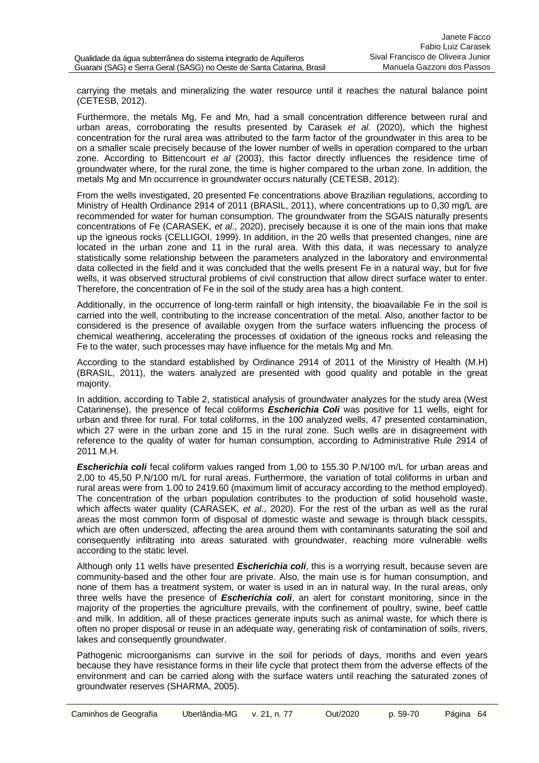carrying the metals and mineralizing the water resource until it reaches the natural balance point (CETESB, 2012).

Furthermore, the metals Mg, Fe and Mn, had a small concentration difference between rural and urban areas, corroborating the results presented by Carasek *et al.* (2020), which the highest concentration for the rural area was attributed to the farm factor of the groundwater in this area to be on a smaller scale precisely because of the lower number of wells in operation compared to the urban zone. According to Bittencourt *et al* (2003), this factor directly influences the residence time of groundwater where, for the rural zone, the time is higher compared to the urban zone. In addition, the metals Mg and Mn occurrence in groundwater occurs naturally (CETESB, 2012).

From the wells investigated, 20 presented Fe concentrations above Brazilian regulations, according to Ministry of Health Ordinance 2914 of 2011 (BRASIL, 2011), where concentrations up to 0,30 mg/L are recommended for water for human consumption. The groundwater from the SGAIS naturally presents concentrations of Fe (CARASEK, *et al*., 2020), precisely because it is one of the main ions that make up the igneous rocks (CELLIGOI, 1999). In addition, in the 20 wells that presented changes, nine are located in the urban zone and 11 in the rural area. With this data, it was necessary to analyze statistically some relationship between the parameters analyzed in the laboratory and environmental data collected in the field and it was concluded that the wells present Fe in a natural way, but for five wells, it was observed structural problems of civil construction that allow direct surface water to enter. Therefore, the concentration of Fe in the soil of the study area has a high content.

Additionally, in the occurrence of long-term rainfall or high intensity, the bioavailable Fe in the soil is carried into the well, contributing to the increase concentration of the metal. Also, another factor to be considered is the presence of available oxygen from the surface waters influencing the process of chemical weathering, accelerating the processes of oxidation of the igneous rocks and releasing the Fe to the water, such processes may have influence for the metals Mg and Mn.

According to the standard established by Ordinance 2914 of 2011 of the Ministry of Health (M.H) (BRASIL, 2011), the waters analyzed are presented with good quality and potable in the great majority.

In addition, according to Table 2, statistical analysis of groundwater analyzes for the study area (West Catarinense), the presence of fecal coliforms ***Escherichia Coli*** was positive for 11 wells, eight for urban and three for rural. For total coliforms, in the 100 analyzed wells, 47 presented contamination, which 27 were in the urban zone and 15 in the rural zone. Such wells are in disagreement with reference to the quality of water for human consumption, according to Administrative Rule 2914 of 2011 M.H.

***Escherichia coli*** fecal coliform values ranged from 1,00 to 155.30 P.N/100 m/L for urban areas and 2,00 to 45,50 P.N/100 m/L for rural areas. Furthermore, the variation of total coliforms in urban and rural areas were from 1.00 to 2419.60 (maximum limit of accuracy according to the method employed). The concentration of the urban population contributes to the production of solid household waste, which affects water quality (CARASEK, *et al*., 2020). For the rest of the urban as well as the rural areas the most common form of disposal of domestic waste and sewage is through black cesspits, which are often undersized, affecting the area around them with contaminants saturating the soil and consequently infiltrating into areas saturated with groundwater, reaching more vulnerable wells according to the static level.

Although only 11 wells have presented ***Escherichia coli***, this is a worrying result, because seven are community-based and the other four are private. Also, the main use is for human consumption, and none of them has a treatment system, or water is used in an in natural way. In the rural areas, only three wells have the presence of ***Escherichia coli***, an alert for constant monitoring, since in the majority of the properties the agriculture prevails, with the confinement of poultry, swine, beef cattle and milk. In addition, all of these practices generate inputs such as animal waste, for which there is often no proper disposal or reuse in an adequate way, generating risk of contamination of soils, rivers, lakes and consequently groundwater.

Pathogenic microorganisms can survive in the soil for periods of days, months and even years because they have resistance forms in their life cycle that protect them from the adverse effects of the environment and can be carried along with the surface waters until reaching the saturated zones of groundwater reserves (SHARMA, 2005).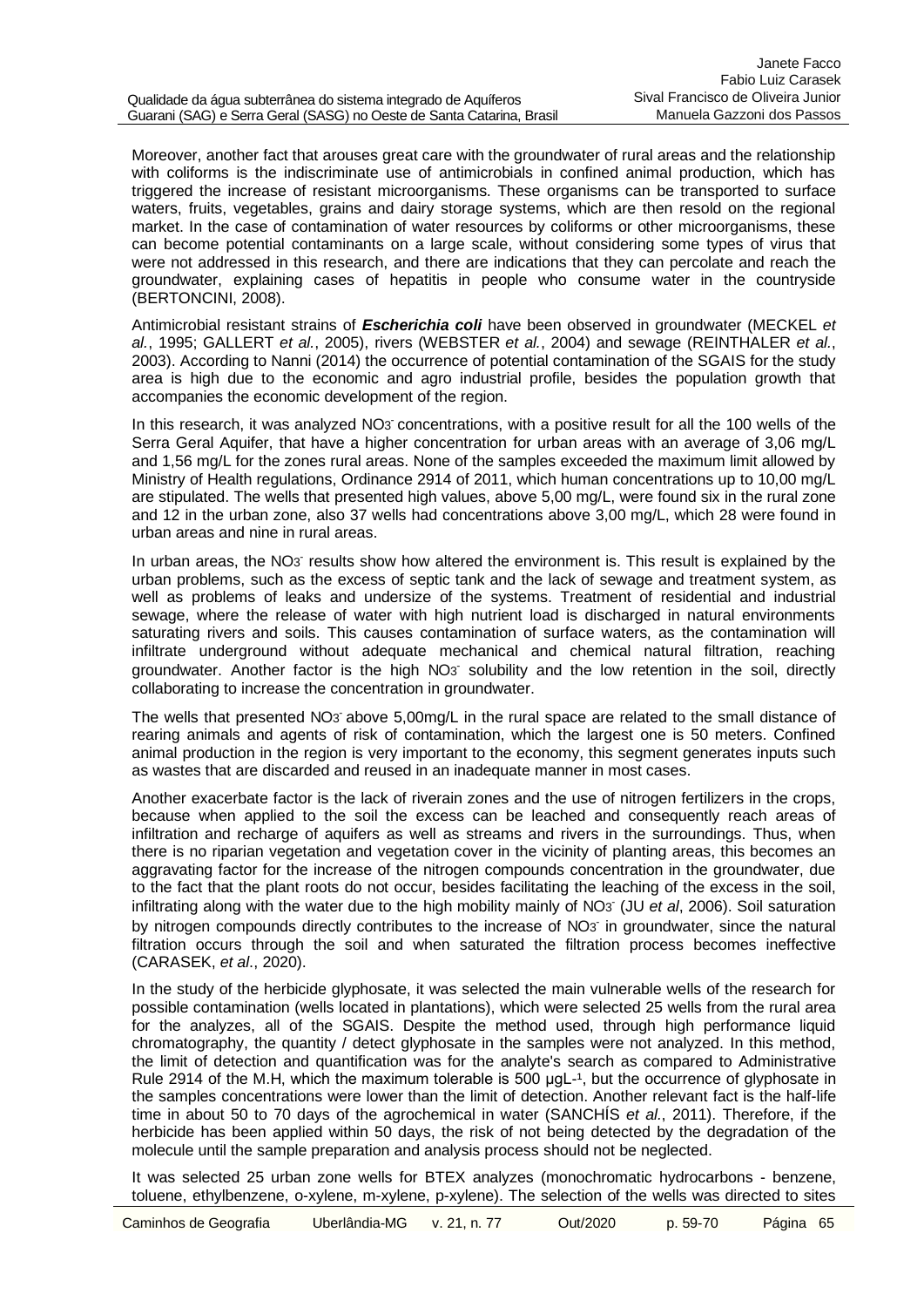Moreover, another fact that arouses great care with the groundwater of rural areas and the relationship with coliforms is the indiscriminate use of antimicrobials in confined animal production, which has triggered the increase of resistant microorganisms. These organisms can be transported to surface waters, fruits, vegetables, grains and dairy storage systems, which are then resold on the regional market. In the case of contamination of water resources by coliforms or other microorganisms, these can become potential contaminants on a large scale, without considering some types of virus that were not addressed in this research, and there are indications that they can percolate and reach the groundwater, explaining cases of hepatitis in people who consume water in the countryside (BERTONCINI, 2008).

Antimicrobial resistant strains of ***Escherichia coli*** have been observed in groundwater (MECKEL *et al.*, 1995; GALLERT *et al.*, 2005), rivers (WEBSTER *et al.*, 2004) and sewage (REINTHALER *et al.*, 2003). According to Nanni (2014) the occurrence of potential contamination of the SGAIS for the study area is high due to the economic and agro industrial profile, besides the population growth that accompanies the economic development of the region.

In this research, it was analyzed $NO_3^-$ concentrations, with a positive result for all the 100 wells of the Serra Geral Aquifer, that have a higher concentration for urban areas with an average of 3,06 mg/L and 1,56 mg/L for the zones rural areas. None of the samples exceeded the maximum limit allowed by Ministry of Health regulations, Ordinance 2914 of 2011, which human concentrations up to 10,00 mg/L are stipulated. The wells that presented high values, above 5,00 mg/L, were found six in the rural zone and 12 in the urban zone, also 37 wells had concentrations above 3,00 mg/L, which 28 were found in urban areas and nine in rural areas.

In urban areas, the $NO_3^-$ results show how altered the environment is. This result is explained by the urban problems, such as the excess of septic tank and the lack of sewage and treatment system, as well as problems of leaks and undersize of the systems. Treatment of residential and industrial sewage, where the release of water with high nutrient load is discharged in natural environments saturating rivers and soils. This causes contamination of surface waters, as the contamination will infiltrate underground without adequate mechanical and chemical natural filtration, reaching groundwater. Another factor is the high $NO_3^-$ solubility and the low retention in the soil, directly collaborating to increase the concentration in groundwater.

The wells that presented $NO_3^-$ above 5,00mg/L in the rural space are related to the small distance of rearing animals and agents of risk of contamination, which the largest one is 50 meters. Confined animal production in the region is very important to the economy, this segment generates inputs such as wastes that are discarded and reused in an inadequate manner in most cases.

Another exacerbate factor is the lack of riverain zones and the use of nitrogen fertilizers in the crops, because when applied to the soil the excess can be leached and consequently reach areas of infiltration and recharge of aquifers as well as streams and rivers in the surroundings. Thus, when there is no riparian vegetation and vegetation cover in the vicinity of planting areas, this becomes an aggravating factor for the increase of the nitrogen compounds concentration in the groundwater, due to the fact that the plant roots do not occur, besides facilitating the leaching of the excess in the soil, infiltrating along with the water due to the high mobility mainly of $NO_3^-$ (JU *et al*, 2006). Soil saturation by nitrogen compounds directly contributes to the increase of $NO_3^-$ in groundwater, since the natural filtration occurs through the soil and when saturated the filtration process becomes ineffective (CARASEK, *et al*., 2020).

In the study of the herbicide glyphosate, it was selected the main vulnerable wells of the research for possible contamination (wells located in plantations), which were selected 25 wells from the rural area for the analyzes, all of the SGAIS. Despite the method used, through high performance liquid chromatography, the quantity / detect glyphosate in the samples were not analyzed. In this method, the limit of detection and quantification was for the analyte's search as compared to Administrative Rule 2914 of the M.H, which the maximum tolerable is 500 $\mu gL^{-1}$, but the occurrence of glyphosate in the samples concentrations were lower than the limit of detection. Another relevant fact is the half-life time in about 50 to 70 days of the agrochemical in water (SANCHÍS *et al.*, 2011). Therefore, if the herbicide has been applied within 50 days, the risk of not being detected by the degradation of the molecule until the sample preparation and analysis process should not be neglected.

It was selected 25 urban zone wells for BTEX analyzes (monochromatic hydrocarbons - benzene, toluene, ethylbenzene, o-xylene, m-xylene, p-xylene). The selection of the wells was directed to sites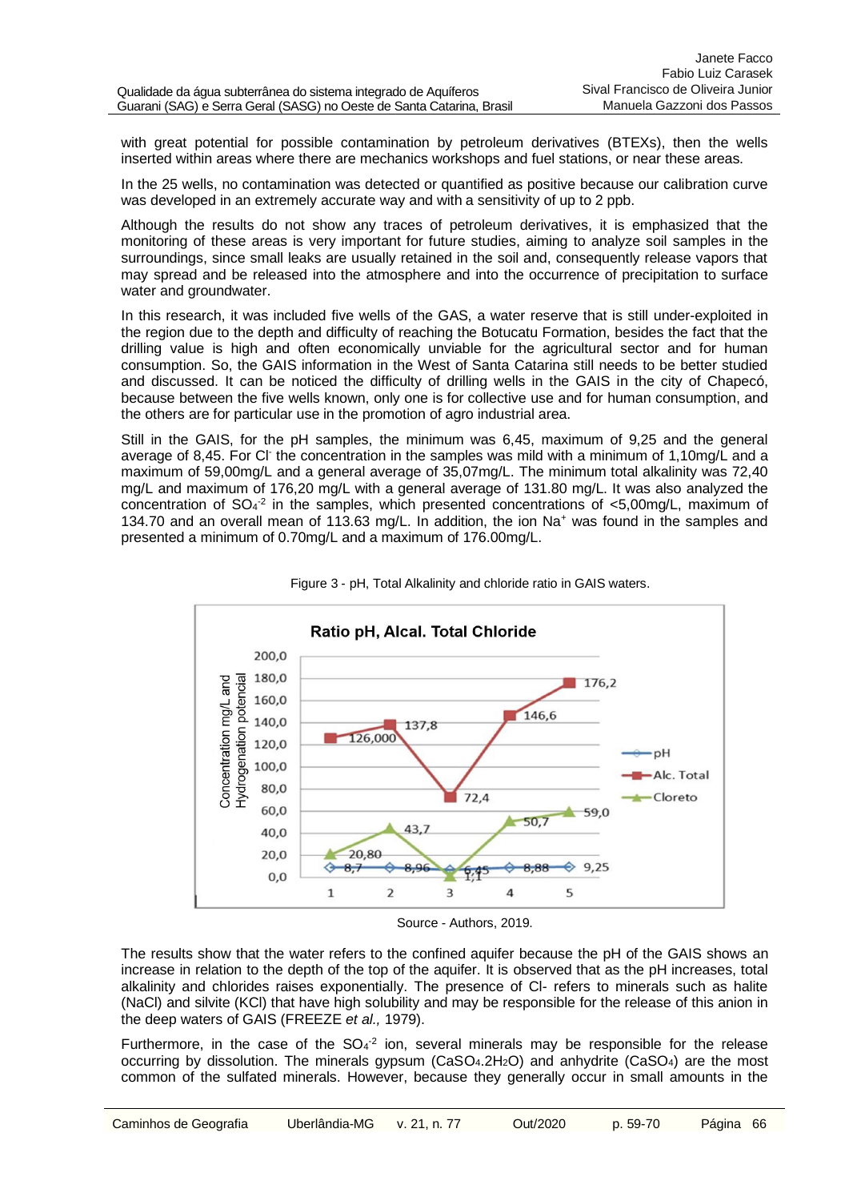with great potential for possible contamination by petroleum derivatives (BTEXs), then the wells inserted within areas where there are mechanics workshops and fuel stations, or near these areas.

In the 25 wells, no contamination was detected or quantified as positive because our calibration curve was developed in an extremely accurate way and with a sensitivity of up to 2 ppb.

Although the results do not show any traces of petroleum derivatives, it is emphasized that the monitoring of these areas is very important for future studies, aiming to analyze soil samples in the surroundings, since small leaks are usually retained in the soil and, consequently release vapors that may spread and be released into the atmosphere and into the occurrence of precipitation to surface water and groundwater.

In this research, it was included five wells of the GAS, a water reserve that is still under-exploited in the region due to the depth and difficulty of reaching the Botucatu Formation, besides the fact that the drilling value is high and often economically unviable for the agricultural sector and for human consumption. So, the GAIS information in the West of Santa Catarina still needs to be better studied and discussed. It can be noticed the difficulty of drilling wells in the GAIS in the city of Chapecó, because between the five wells known, only one is for collective use and for human consumption, and the others are for particular use in the promotion of agro industrial area.

Still in the GAIS, for the pH samples, the minimum was 6,45, maximum of 9,25 and the general average of 8,45. For $Cl^-$ the concentration in the samples was mild with a minimum of 1,10mg/L and a maximum of 59,00mg/L and a general average of 35,07mg/L. The minimum total alkalinity was 72,40 mg/L and maximum of 176,20 mg/L with a general average of 131.80 mg/L. It was also analyzed the concentration of $SO_4^{-2}$ in the samples, which presented concentrations of <5,00mg/L, maximum of 134.70 and an overall mean of 113.63 mg/L. In addition, the ion $Na^+$ was found in the samples and presented a minimum of 0.70mg/L and a maximum of 176.00mg/L.

Figure 3 - pH, Total Alkalinity and chloride ratio in GAIS waters.

Source - Authors, 2019.

The results show that the water refers to the confined aquifer because the pH of the GAIS shows an increase in relation to the depth of the top of the aquifer. It is observed that as the pH increases, total alkalinity and chlorides raises exponentially. The presence of Cl- refers to minerals such as halite (NaCl) and silvite (KCl) that have high solubility and may be responsible for the release of this anion in the deep waters of GAIS (FREEZE *et al.,* 1979).

Furthermore, in the case of the $SO_4^{-2}$ ion, several minerals may be responsible for the release occurring by dissolution. The minerals gypsum ($CaSO_4.2H_2O$) and anhydrite ($CaSO_4$) are the most common of the sulfated minerals. However, because they generally occur in small amounts in the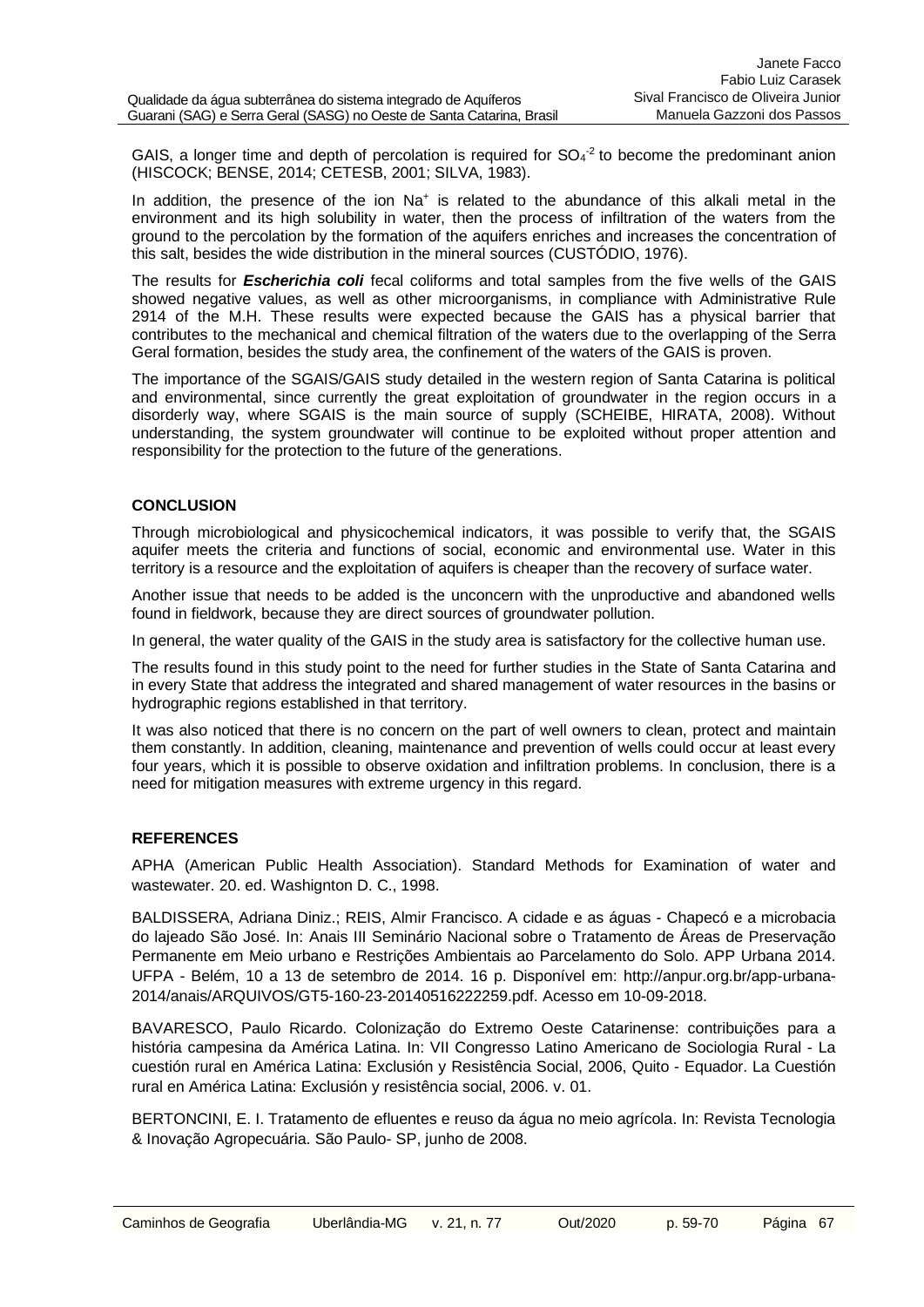GAIS, a longer time and depth of percolation is required for $SO_4^{-2}$ to become the predominant anion (HISCOCK; BENSE, 2014; CETESB, 2001; SILVA, 1983).

In addition, the presence of the ion $Na^+$ is related to the abundance of this alkali metal in the environment and its high solubility in water, then the process of infiltration of the waters from the ground to the percolation by the formation of the aquifers enriches and increases the concentration of this salt, besides the wide distribution in the mineral sources (CUSTÓDIO, 1976).

The results for ***Escherichia coli*** fecal coliforms and total samples from the five wells of the GAIS showed negative values, as well as other microorganisms, in compliance with Administrative Rule 2914 of the M.H. These results were expected because the GAIS has a physical barrier that contributes to the mechanical and chemical filtration of the waters due to the overlapping of the Serra Geral formation, besides the study area, the confinement of the waters of the GAIS is proven.

The importance of the SGAIS/GAIS study detailed in the western region of Santa Catarina is political and environmental, since currently the great exploitation of groundwater in the region occurs in a disorderly way, where SGAIS is the main source of supply (SCHEIBE, HIRATA, 2008). Without understanding, the system groundwater will continue to be exploited without proper attention and responsibility for the protection to the future of the generations.

## CONCLUSION

Through microbiological and physicochemical indicators, it was possible to verify that, the SGAIS aquifer meets the criteria and functions of social, economic and environmental use. Water in this territory is a resource and the exploitation of aquifers is cheaper than the recovery of surface water.

Another issue that needs to be added is the unconcern with the unproductive and abandoned wells found in fieldwork, because they are direct sources of groundwater pollution.

In general, the water quality of the GAIS in the study area is satisfactory for the collective human use.

The results found in this study point to the need for further studies in the State of Santa Catarina and in every State that address the integrated and shared management of water resources in the basins or hydrographic regions established in that territory.

It was also noticed that there is no concern on the part of well owners to clean, protect and maintain them constantly. In addition, cleaning, maintenance and prevention of wells could occur at least every four years, which it is possible to observe oxidation and infiltration problems. In conclusion, there is a need for mitigation measures with extreme urgency in this regard.

## REFERENCES

APHA (American Public Health Association). Standard Methods for Examination of water and wastewater. 20. ed. Washignton D. C., 1998.

BALDISSERA, Adriana Diniz.; REIS, Almir Francisco. A cidade e as águas - Chapecó e a microbacia do lajeado São José. In: Anais III Seminário Nacional sobre o Tratamento de Áreas de Preservação Permanente em Meio urbano e Restrições Ambientais ao Parcelamento do Solo. APP Urbana 2014. UFPA - Belém, 10 a 13 de setembro de 2014. 16 p. Disponível em: http://anpur.org.br/app-urbana-2014/anais/ARQUIVOS/GT5-160-23-20140516222259.pdf. Acesso em 10-09-2018.

BAVARESCO, Paulo Ricardo. Colonização do Extremo Oeste Catarinense: contribuições para a história campesina da América Latina. In: VII Congresso Latino Americano de Sociologia Rural - La cuestión rural en América Latina: Exclusión y Resistência Social, 2006, Quito - Equador. La Cuestión rural en América Latina: Exclusión y resistência social, 2006. v. 01.

BERTONCINI, E. I. Tratamento de efluentes e reuso da água no meio agrícola. In: Revista Tecnologia & Inovação Agropecuária. São Paulo- SP, junho de 2008.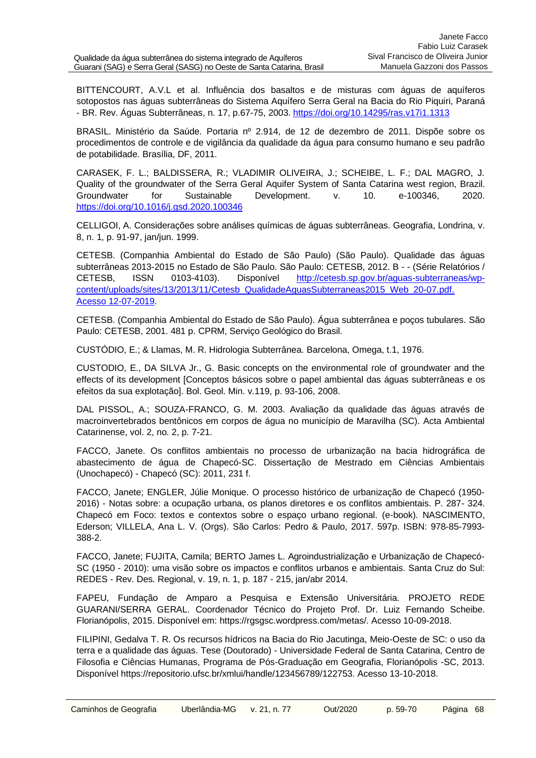BITTENCOURT, A.V.L et al. Influência dos basaltos e de misturas com águas de aquíferos sotopostos nas águas subterrâneas do Sistema Aquífero Serra Geral na Bacia do Rio Piquiri, Paraná - BR. Rev. Águas Subterrâneas, n. 17, p.67-75, 2003. https://doi.org/10.14295/ras.v17i1.1313

BRASIL. Ministério da Saúde. Portaria nº 2.914, de 12 de dezembro de 2011. Dispõe sobre os procedimentos de controle e de vigilância da qualidade da água para consumo humano e seu padrão de potabilidade. Brasília, DF, 2011.

CARASEK, F. L.; BALDISSERA, R.; VLADIMIR OLIVEIRA, J.; SCHEIBE, L. F.; DAL MAGRO, J. Quality of the groundwater of the Serra Geral Aquifer System of Santa Catarina west region, Brazil. Groundwater for Sustainable Development. v. 10. e-100346, 2020. https://doi.org/10.1016/j.gsd.2020.100346

CELLIGOI, A. Considerações sobre análises químicas de águas subterrâneas. Geografia, Londrina, v. 8, n. 1, p. 91-97, jan/jun. 1999.

CETESB. (Companhia Ambiental do Estado de São Paulo) (São Paulo). Qualidade das águas subterrâneas 2013-2015 no Estado de São Paulo. São Paulo: CETESB, 2012. B - - (Série Relatórios / CETESB, ISSN 0103-4103). Disponível http://cetesb.sp.gov.br/aguas-subterraneas/wp-content/uploads/sites/13/2013/11/Cetesb_QualidadeAguasSubterraneas2015_Web_20-07.pdf. Acesso 12-07-2019.

CETESB. (Companhia Ambiental do Estado de São Paulo). Água subterrânea e poços tubulares. São Paulo: CETESB, 2001. 481 p. CPRM, Serviço Geológico do Brasil.

CUSTÓDIO, E.; & Llamas, M. R. Hidrologia Subterrânea. Barcelona, Omega, t.1, 1976.

CUSTODIO, E., DA SILVA Jr., G. Basic concepts on the environmental role of groundwater and the effects of its development [Conceptos básicos sobre o papel ambiental das águas subterrâneas e os efeitos da sua explotação]. Bol. Geol. Min. v.119, p. 93-106, 2008.

DAL PISSOL, A.; SOUZA-FRANCO, G. M. 2003. Avaliação da qualidade das águas através de macroinvertebrados bentônicos em corpos de água no município de Maravilha (SC). Acta Ambiental Catarinense, vol. 2, no. 2, p. 7-21.

FACCO, Janete. Os conflitos ambientais no processo de urbanização na bacia hidrográfica de abastecimento de água de Chapecó-SC. Dissertação de Mestrado em Ciências Ambientais (Unochapecó) - Chapecó (SC): 2011, 231 f.

FACCO, Janete; ENGLER, Július Monique. O processo histórico de urbanização de Chapecó (1950-2016) - Notas sobre: a ocupação urbana, os planos diretores e os conflitos ambientais. P. 287- 324. Chapecó em Foco: textos e contextos sobre o espaço urbano regional. (e-book). NASCIMENTO, Ederson; VILLELA, Ana L. V. (Orgs). São Carlos: Pedro & Paulo, 2017. 597p. ISBN: 978-85-7993-388-2.

FACCO, Janete; FUJITA, Camila; BERTO James L. Agroindustrialização e Urbanização de Chapecó-SC (1950 - 2010): uma visão sobre os impactos e conflitos urbanos e ambientais. Santa Cruz do Sul: REDES - Rev. Des. Regional, v. 19, n. 1, p. 187 - 215, jan/abr 2014.

FAPEU, Fundação de Amparo a Pesquisa e Extensão Universitária. PROJETO REDE GUARANI/SERRA GERAL. Coordenador Técnico do Projeto Prof. Dr. Luiz Fernando Scheibe. Florianópolis, 2015. Disponível em: https://rgsgsc.wordpress.com/metas/. Acesso 10-09-2018.

FILIPINI, Gedalva T. R. Os recursos hídricos na Bacia do Rio Jacutinga, Meio-Oeste de SC: o uso da terra e a qualidade das águas. Tese (Doutorado) - Universidade Federal de Santa Catarina, Centro de Filosofia e Ciências Humanas, Programa de Pós-Graduação em Geografia, Florianópolis -SC, 2013. Disponível https://repositorio.ufsc.br/xmlui/handle/123456789/122753. Acesso 13-10-2018.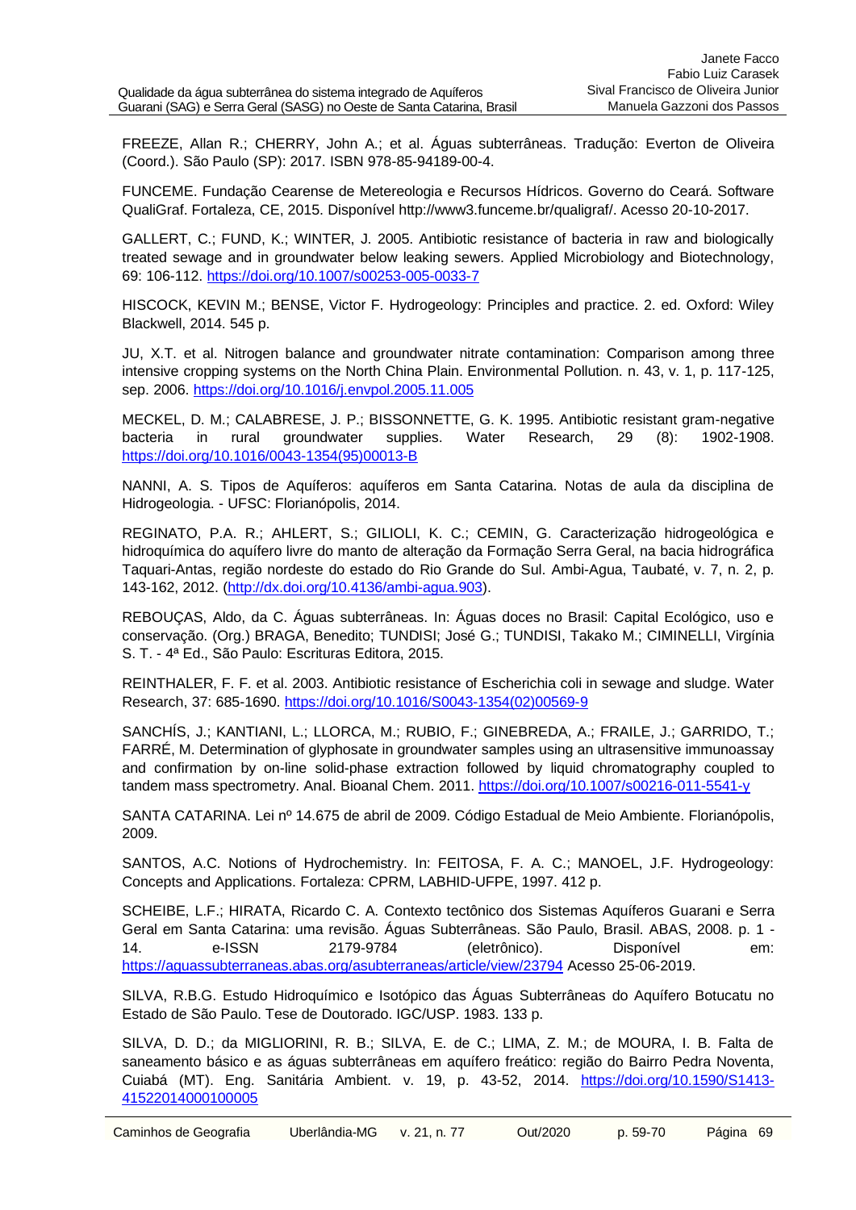FREEZE, Allan R.; CHERRY, John A.; et al. Águas subterrâneas. Tradução: Everton de Oliveira (Coord.). São Paulo (SP): 2017. ISBN 978-85-94189-00-4.

FUNCEME. Fundação Cearense de Metereologia e Recursos Hídricos. Governo do Ceará. Software QualiGraf. Fortaleza, CE, 2015. Disponível http://www3.funceme.br/qualigraf/. Acesso 20-10-2017.

GALLERT, C.; FUND, K.; WINTER, J. 2005. Antibiotic resistance of bacteria in raw and biologically treated sewage and in groundwater below leaking sewers. Applied Microbiology and Biotechnology, 69: 106-112. https://doi.org/10.1007/s00253-005-0033-7

HISCOCK, KEVIN M.; BENSE, Victor F. Hydrogeology: Principles and practice. 2. ed. Oxford: Wiley Blackwell, 2014. 545 p.

JU, X.T. et al. Nitrogen balance and groundwater nitrate contamination: Comparison among three intensive cropping systems on the North China Plain. Environmental Pollution. n. 43, v. 1, p. 117-125, sep. 2006. https://doi.org/10.1016/j.envpol.2005.11.005

MECKEL, D. M.; CALABRESE, J. P.; BISSONNETTE, G. K. 1995. Antibiotic resistant gram-negative bacteria in rural groundwater supplies. Water Research, 29 (8): 1902-1908. https://doi.org/10.1016/0043-1354(95)00013-B

NANNI, A. S. Tipos de Aquíferos: aquíferos em Santa Catarina. Notas de aula da disciplina de Hidrogeologia. - UFSC: Florianópolis, 2014.

REGINATO, P.A. R.; AHLERT, S.; GILIOLI, K. C.; CEMIN, G. Caracterização hidrogeológica e hidroquímica do aquífero livre do manto de alteração da Formação Serra Geral, na bacia hidrográfica Taquari-Antas, região nordeste do estado do Rio Grande do Sul. Ambi-Agua, Taubaté, v. 7, n. 2, p. 143-162, 2012. (http://dx.doi.org/10.4136/ambi-agua.903).

REBOUÇAS, Aldo, da C. Águas subterrâneas. In: Águas doces no Brasil: Capital Ecológico, uso e conservação. (Org.) BRAGA, Benedito; TUNDISI; José G.; TUNDISI, Takako M.; CIMINELLI, Virgínia S. T. - 4ª Ed., São Paulo: Escrituras Editora, 2015.

REINTHALER, F. F. et al. 2003. Antibiotic resistance of Escherichia coli in sewage and sludge. Water Research, 37: 685-1690. https://doi.org/10.1016/S0043-1354(02)00569-9

SANCHÍS, J.; KANTIANI, L.; LLORCA, M.; RUBIO, F.; GINEBREDA, A.; FRAILE, J.; GARRIDO, T.; FARRÉ, M. Determination of glyphosate in groundwater samples using an ultrasensitive immunoassay and confirmation by on-line solid-phase extraction followed by liquid chromatography coupled to tandem mass spectrometry. Anal. Bioanal Chem. 2011. https://doi.org/10.1007/s00216-011-5541-y

SANTA CATARINA. Lei nº 14.675 de abril de 2009. Código Estadual de Meio Ambiente. Florianópolis, 2009.

SANTOS, A.C. Notions of Hydrochemistry. In: FEITOSA, F. A. C.; MANOEL, J.F. Hydrogeology: Concepts and Applications. Fortaleza: CPRM, LABHID-UFPE, 1997. 412 p.

SCHEIBE, L.F.; HIRATA, Ricardo C. A. Contexto tectônico dos Sistemas Aquíferos Guarani e Serra Geral em Santa Catarina: uma revisão. Águas Subterrâneas. São Paulo, Brasil. ABAS, 2008. p. 1 - 14. e-ISSN 2179-9784 (eletrônico). Disponível em: https://aguassubterraneas.abas.org/asubterraneas/article/view/23794 Acesso 25-06-2019.

SILVA, R.B.G. Estudo Hidroquímico e Isotópico das Águas Subterrâneas do Aquífero Botucatu no Estado de São Paulo. Tese de Doutorado. IGC/USP. 1983. 133 p.

SILVA, D. D.; da MIGLIORINI, R. B.; SILVA, E. de C.; LIMA, Z. M.; de MOURA, I. B. Falta de saneamento básico e as águas subterrâneas em aquífero freático: região do Bairro Pedra Noventa, Cuiabá (MT). Eng. Sanitária Ambient. v. 19, p. 43-52, 2014. https://doi.org/10.1590/S1413-41522014000100005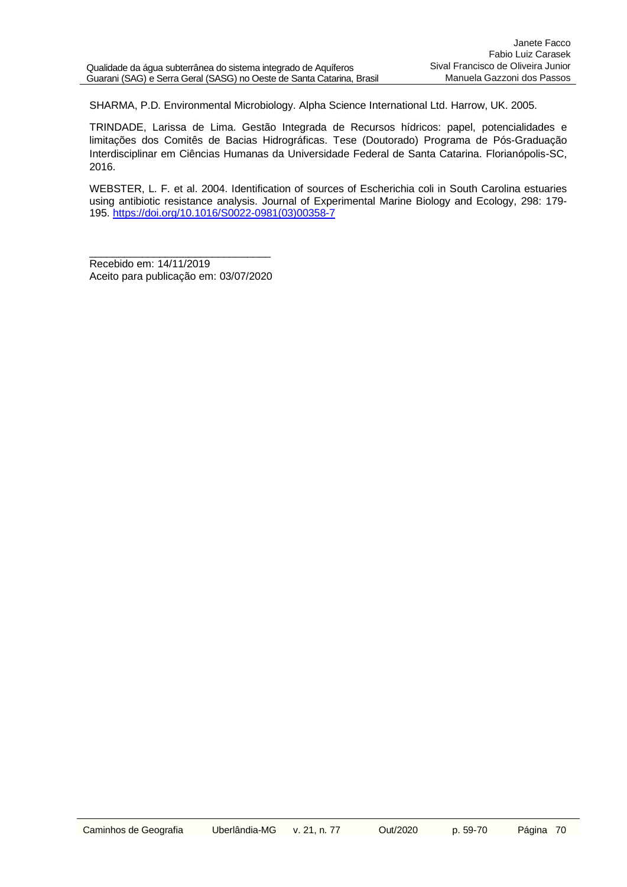SHARMA, P.D. Environmental Microbiology. Alpha Science International Ltd. Harrow, UK. 2005.

TRINDADE, Larissa de Lima. Gestão Integrada de Recursos hídricos: papel, potencialidades e limitações dos Comitês de Bacias Hidrográficas. Tese (Doutorado) Programa de Pós-Graduação Interdisciplinar em Ciências Humanas da Universidade Federal de Santa Catarina. Florianópolis-SC, 2016.

WEBSTER, L. F. et al. 2004. Identification of sources of Escherichia coli in South Carolina estuaries using antibiotic resistance analysis. Journal of Experimental Marine Biology and Ecology, 298: 179-195. https://doi.org/10.1016/S0022-0981(03)00358-7

______________________________

Recebido em: 14/11/2019
Aceito para publicação em: 03/07/2020